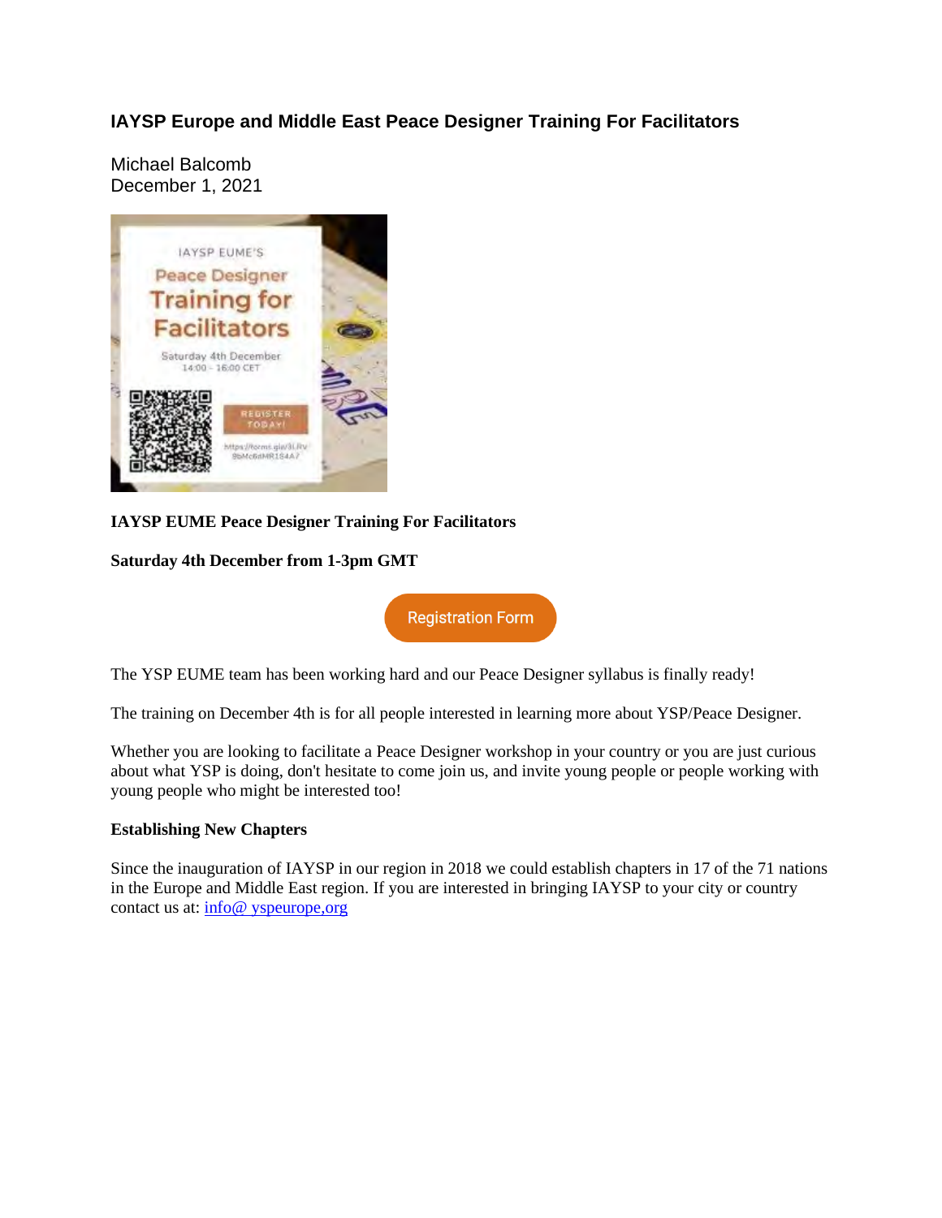# IAYSP Europe and Middle East Peace Designer Training For Facilitators

Michael Balcomb
December 1, 2021

**IAYSP EUME Peace Designer Training For Facilitators**

**Saturday 4th December from 1-3pm GMT**

Registration Form

The YSP EUME team has been working hard and our Peace Designer syllabus is finally ready!

The training on December 4th is for all people interested in learning more about YSP/Peace Designer.

Whether you are looking to facilitate a Peace Designer workshop in your country or you are just curious about what YSP is doing, don't hesitate to come join us, and invite young people or people working with young people who might be interested too!

**Establishing New Chapters**

Since the inauguration of IAYSP in our region in 2018 we could establish chapters in 17 of the 71 nations in the Europe and Middle East region. If you are interested in bringing IAYSP to your city or country contact us at: info@ yspeurope,org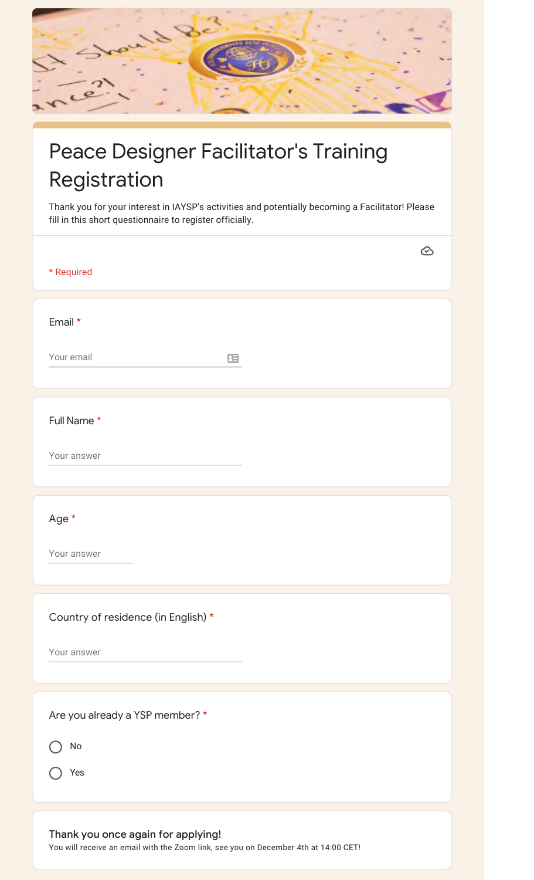# Peace Designer Facilitator's Training Registration

Thank you for your interest in IAYSP's activities and potentially becoming a Facilitator! Please fill in this short questionnaire to register officially.

* Required

Email *

Your email

Full Name *

Your answer

Age *

Your answer

Country of residence (in English) *

Your answer

Are you already a YSP member? *

- No
- Yes

**Thank you once again for applying!**

You will receive an email with the Zoom link, see you on December 4th at 14:00 CET!